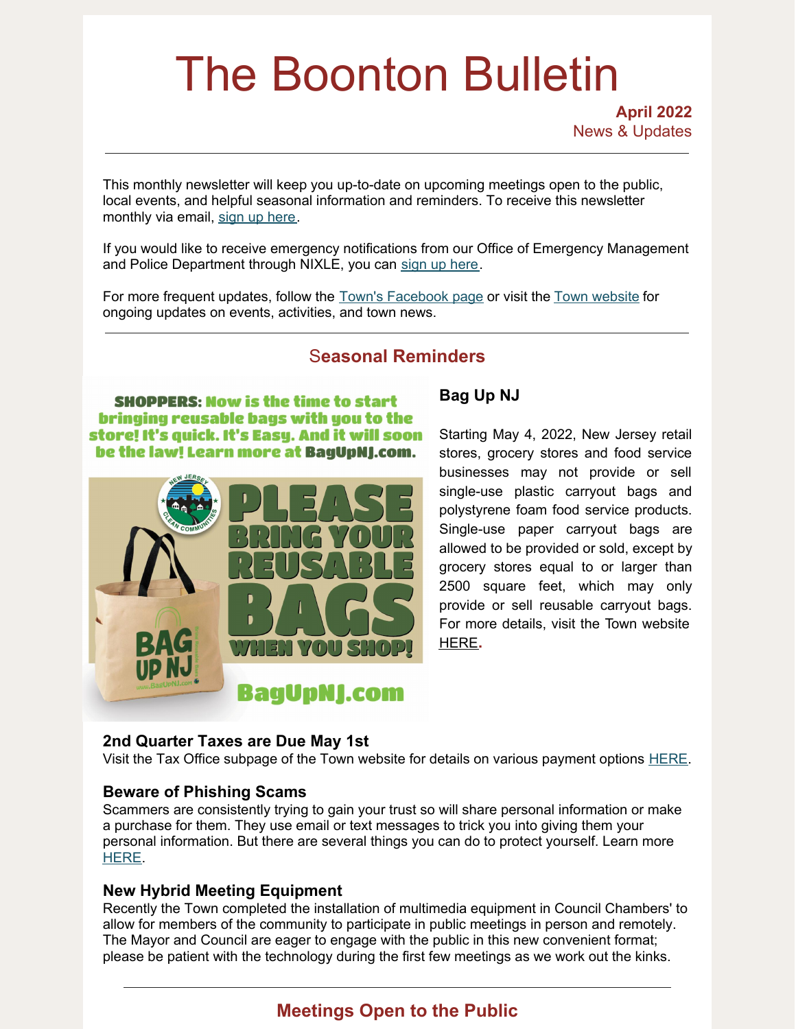# The Boonton Bulletin

**April 2022**
News & Updates

---

This monthly newsletter will keep you up-to-date on upcoming meetings open to the public, local events, and helpful seasonal information and reminders. To receive this newsletter monthly via email, sign up here.

If you would like to receive emergency notifications from our Office of Emergency Management and Police Department through NIXLE, you can sign up here.

For more frequent updates, follow the Town's Facebook page or visit the Town website for ongoing updates on events, activities, and town news.

---

## Seasonal Reminders

### Bag Up NJ

Starting May 4, 2022, New Jersey retail stores, grocery stores and food service businesses may not provide or sell single-use plastic carryout bags and polystyrene foam food service products. Single-use paper carryout bags are allowed to be provided or sold, except by grocery stores equal to or larger than 2500 square feet, which may only provide or sell reusable carryout bags. For more details, visit the Town website HERE.

### 2nd Quarter Taxes are Due May 1st

Visit the Tax Office subpage of the Town website for details on various payment options HERE.

### Beware of Phishing Scams

Scammers are consistently trying to gain your trust so will share personal information or make a purchase for them. They use email or text messages to trick you into giving them your personal information. But there are several things you can do to protect yourself. Learn more HERE.

### New Hybrid Meeting Equipment

Recently the Town completed the installation of multimedia equipment in Council Chambers' to allow for members of the community to participate in public meetings in person and remotely. The Mayor and Council are eager to engage with the public in this new convenient format; please be patient with the technology during the first few meetings as we work out the kinks.

---

## Meetings Open to the Public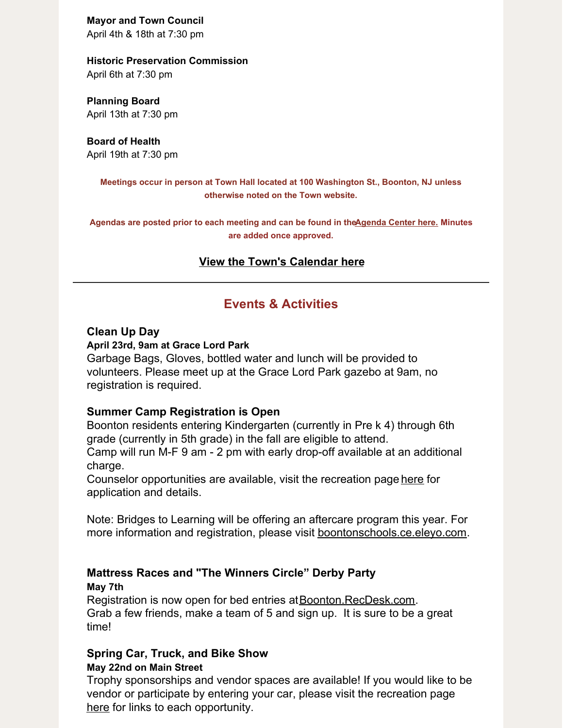**Mayor and Town Council**
April 4th & 18th at 7:30 pm

**Historic Preservation Commission**
April 6th at 7:30 pm

**Planning Board**
April 13th at 7:30 pm

**Board of Health**
April 19th at 7:30 pm

**Meetings occur in person at Town Hall located at 100 Washington St., Boonton, NJ unless otherwise noted on the Town website.**

**Agendas are posted prior to each meeting and can be found in the Agenda Center here. Minutes are added once approved.**

**View the Town's Calendar here**

---

## Events & Activities

### Clean Up Day

**April 23rd, 9am at Grace Lord Park**

Garbage Bags, Gloves, bottled water and lunch will be provided to volunteers. Please meet up at the Grace Lord Park gazebo at 9am, no registration is required.

### Summer Camp Registration is Open

Boonton residents entering Kindergarten (currently in Pre k 4) through 6th grade (currently in 5th grade) in the fall are eligible to attend.
Camp will run M-F 9 am - 2 pm with early drop-off available at an additional charge.
Counselor opportunities are available, visit the recreation page here for application and details.

Note: Bridges to Learning will be offering an aftercare program this year. For more information and registration, please visit boontonschools.ce.eleyo.com.

### Mattress Races and "The Winners Circle" Derby Party

**May 7th**

Registration is now open for bed entries at Boonton.RecDesk.com.
Grab a few friends, make a team of 5 and sign up. It is sure to be a great time!

### Spring Car, Truck, and Bike Show

**May 22nd on Main Street**

Trophy sponsorships and vendor spaces are available! If you would like to be vendor or participate by entering your car, please visit the recreation page here for links to each opportunity.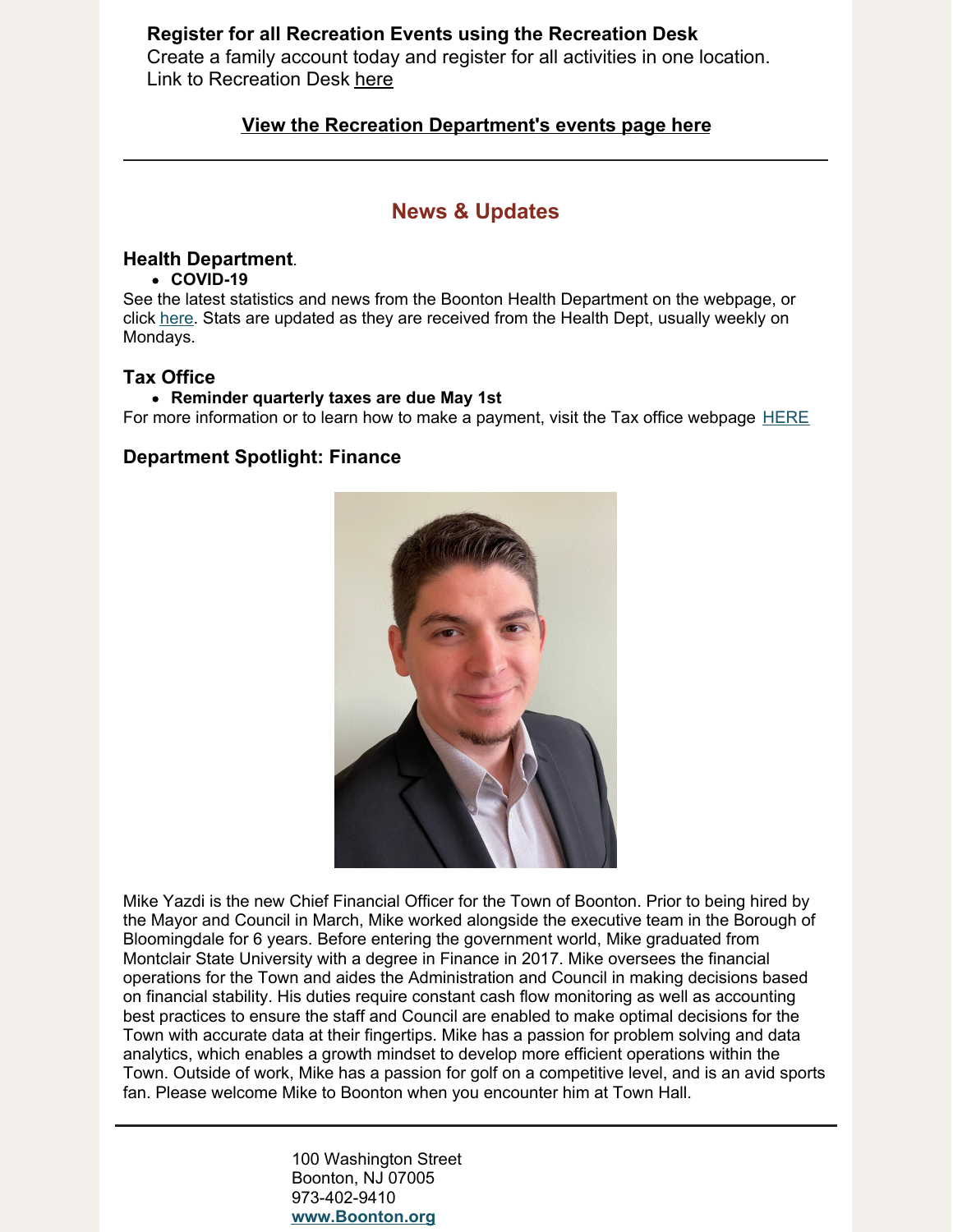**Register for all Recreation Events using the Recreation Desk**
Create a family account today and register for all activities in one location.
Link to Recreation Desk here

**View the Recreation Department's events page here**

---

## News & Updates

### Health Department.

- **COVID-19**

See the latest statistics and news from the Boonton Health Department on the webpage, or click here. Stats are updated as they are received from the Health Dept, usually weekly on Mondays.

### Tax Office

- **Reminder quarterly taxes are due May 1st**

For more information or to learn how to make a payment, visit the Tax office webpage HERE

### Department Spotlight: Finance

Mike Yazdi is the new Chief Financial Officer for the Town of Boonton. Prior to being hired by the Mayor and Council in March, Mike worked alongside the executive team in the Borough of Bloomingdale for 6 years. Before entering the government world, Mike graduated from Montclair State University with a degree in Finance in 2017. Mike oversees the financial operations for the Town and aides the Administration and Council in making decisions based on financial stability. His duties require constant cash flow monitoring as well as accounting best practices to ensure the staff and Council are enabled to make optimal decisions for the Town with accurate data at their fingertips. Mike has a passion for problem solving and data analytics, which enables a growth mindset to develop more efficient operations within the Town. Outside of work, Mike has a passion for golf on a competitive level, and is an avid sports fan. Please welcome Mike to Boonton when you encounter him at Town Hall.

---

100 Washington Street
Boonton, NJ 07005
973-402-9410
**www.Boonton.org**